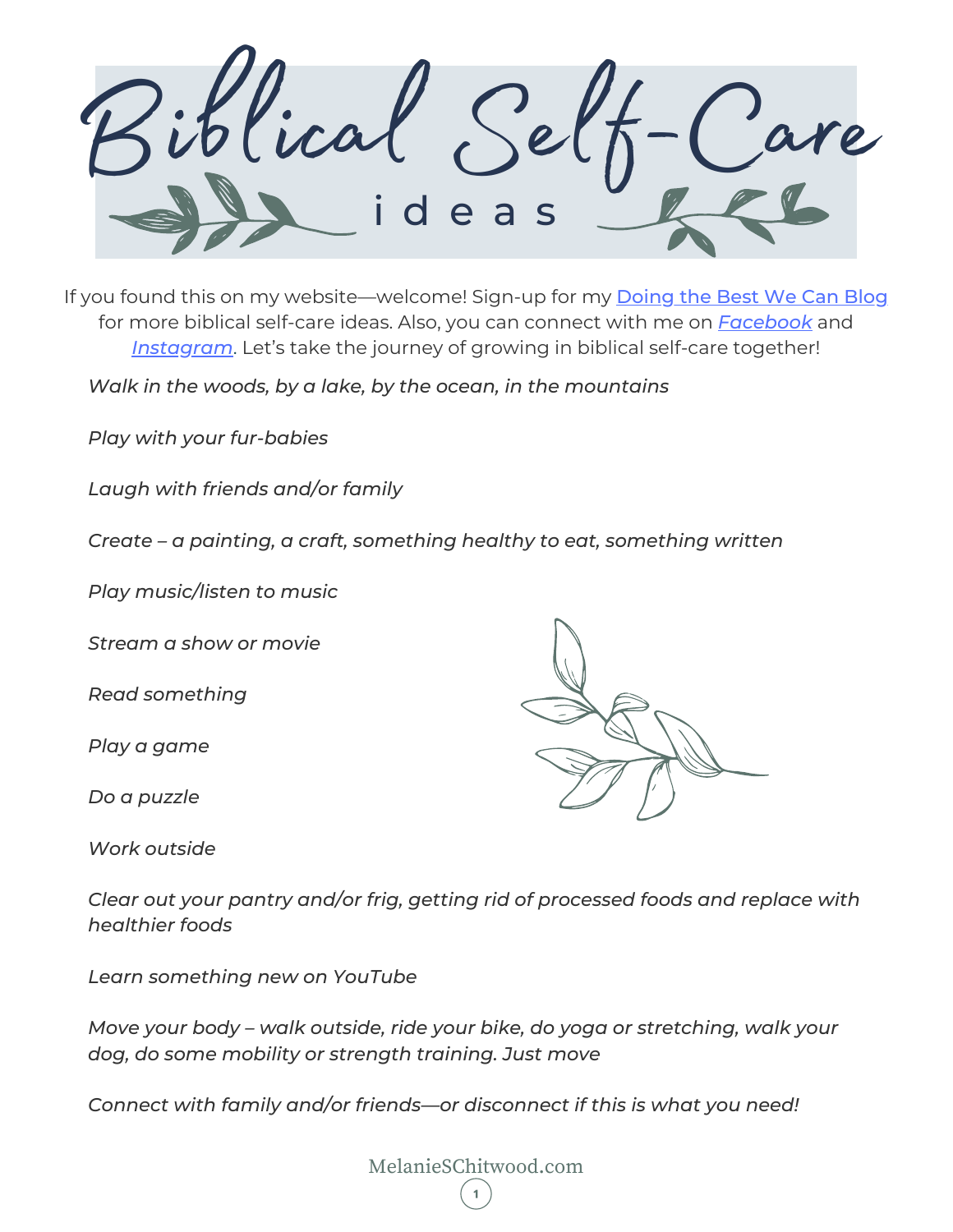# Biblical Self-Care ideas

If you found this on my website—welcome! Sign-up for my [Doing the Best We Can Blog] for more biblical self-care ideas. Also, you can connect with me on *[Facebook]* and *[Instagram]*. Let's take the journey of growing in biblical self-care together!

*Walk in the woods, by a lake, by the ocean, in the mountains*

*Play with your fur-babies*

*Laugh with friends and/or family*

*Create – a painting, a craft, something healthy to eat, something written*

*Play music/listen to music*

*Stream a show or movie*

*Read something*

*Play a game*

*Do a puzzle*

*Work outside*

*Clear out your pantry and/or frig, getting rid of processed foods and replace with healthier foods*

*Learn something new on YouTube*

*Move your body – walk outside, ride your bike, do yoga or stretching, walk your dog, do some mobility or strength training. Just move*

*Connect with family and/or friends—or disconnect if this is what you need!*

MelanieSChitwood.com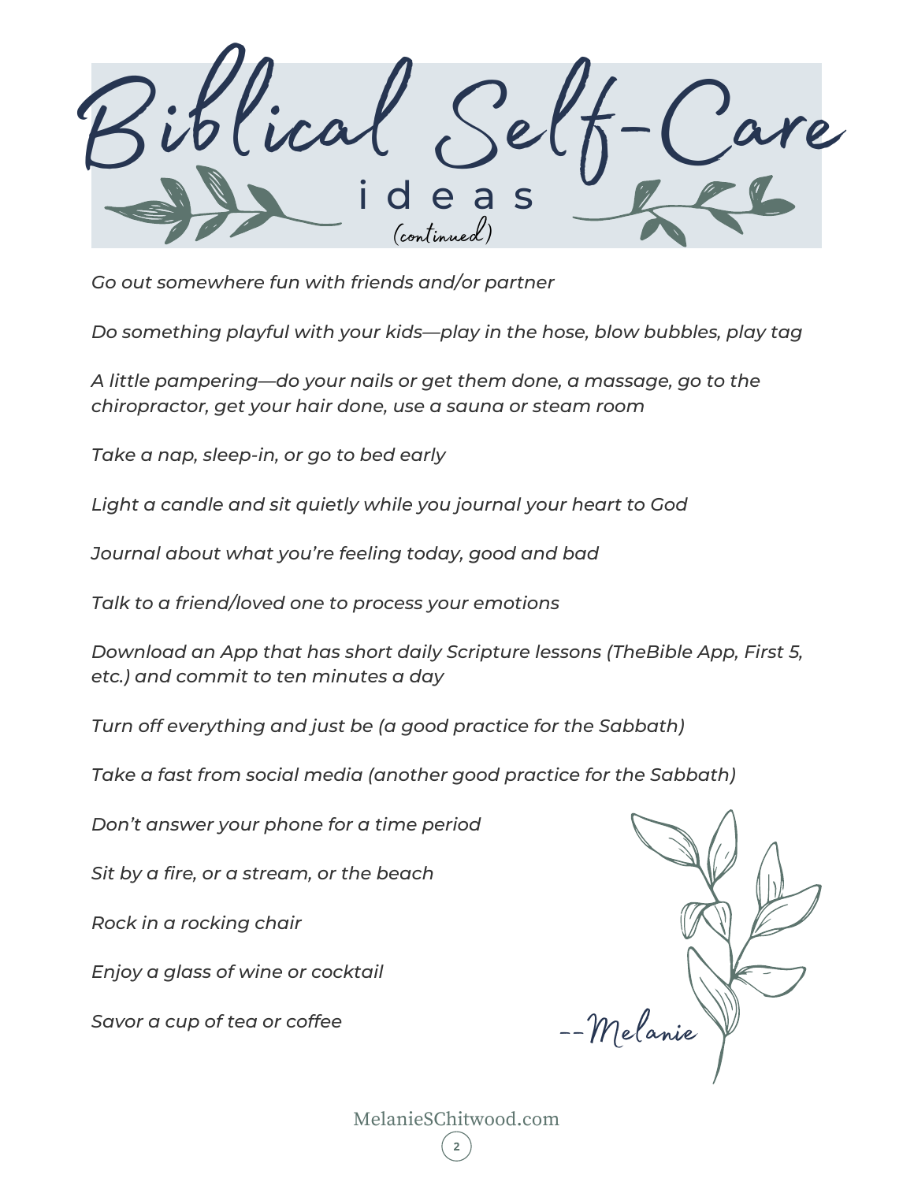# Biblical Self-Care ideas (continued)

*Go out somewhere fun with friends and/or partner*

*Do something playful with your kids—play in the hose, blow bubbles, play tag*

*A little pampering—do your nails or get them done, a massage, go to the chiropractor, get your hair done, use a sauna or steam room*

*Take a nap, sleep-in, or go to bed early*

*Light a candle and sit quietly while you journal your heart to God*

*Journal about what you're feeling today, good and bad*

*Talk to a friend/loved one to process your emotions*

*Download an App that has short daily Scripture lessons (TheBible App, First 5, etc.) and commit to ten minutes a day*

*Turn off everything and just be (a good practice for the Sabbath)*

*Take a fast from social media (another good practice for the Sabbath)*

*Don't answer your phone for a time period*

*Sit by a fire, or a stream, or the beach*

*Rock in a rocking chair*

*Enjoy a glass of wine or cocktail*

*Savor a cup of tea or coffee*

--Melanie

MelanieSChitwood.com